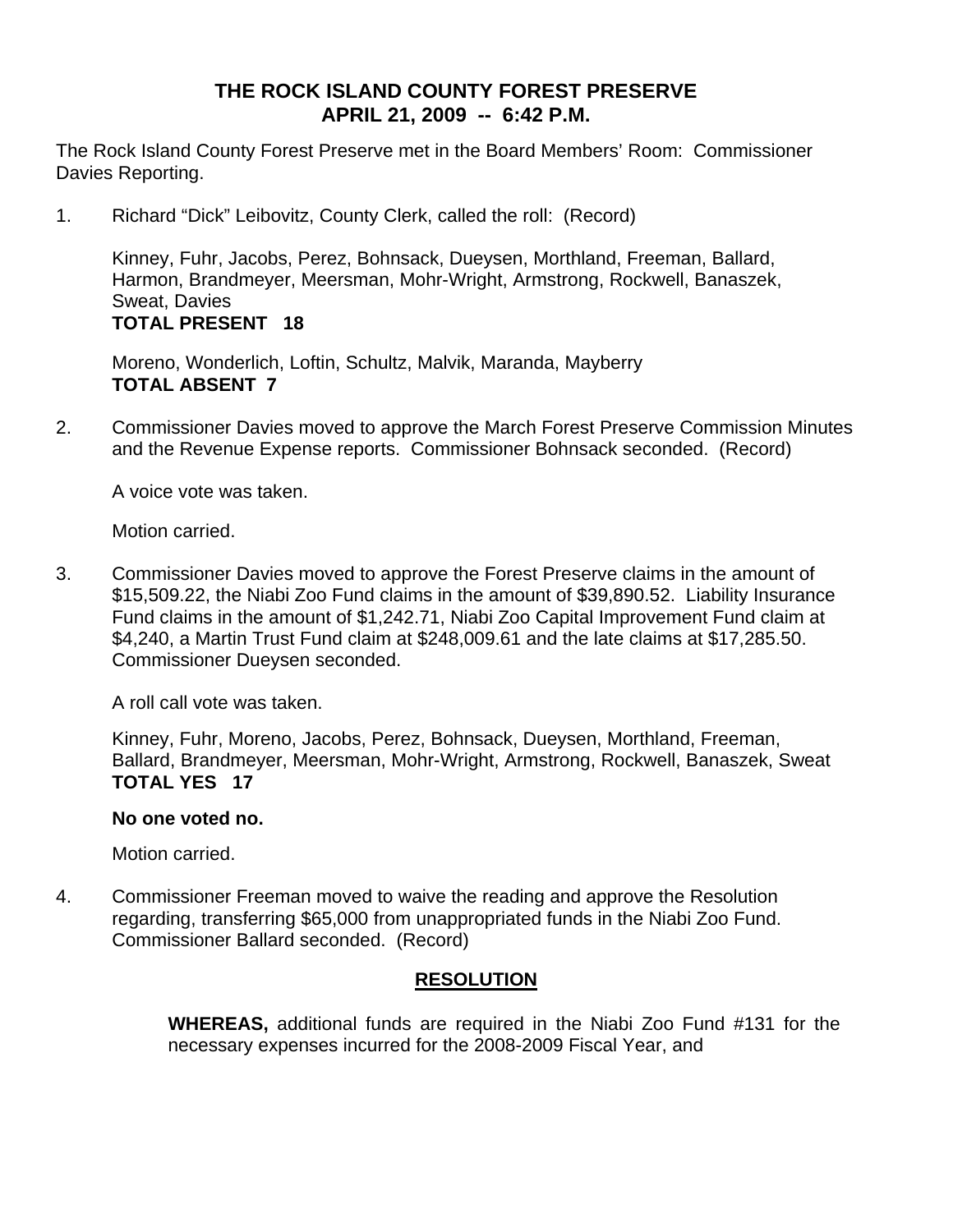# THE ROCK ISLAND COUNTY FOREST PRESERVE
## APRIL 21, 2009 -- 6:42 P.M.

The Rock Island County Forest Preserve met in the Board Members' Room: Commissioner Davies Reporting.

1. Richard "Dick" Leibovitz, County Clerk, called the roll: (Record)

   Kinney, Fuhr, Jacobs, Perez, Bohnsack, Dueysen, Morthland, Freeman, Ballard, Harmon, Brandmeyer, Meersman, Mohr-Wright, Armstrong, Rockwell, Banaszek, Sweat, Davies
   **TOTAL PRESENT 18**

   Moreno, Wonderlich, Loftin, Schultz, Malvik, Maranda, Mayberry
   **TOTAL ABSENT 7**

2. Commissioner Davies moved to approve the March Forest Preserve Commission Minutes and the Revenue Expense reports. Commissioner Bohnsack seconded. (Record)

   A voice vote was taken.

   Motion carried.

3. Commissioner Davies moved to approve the Forest Preserve claims in the amount of $15,509.22, the Niabi Zoo Fund claims in the amount of $39,890.52. Liability Insurance Fund claims in the amount of $1,242.71, Niabi Zoo Capital Improvement Fund claim at $4,240, a Martin Trust Fund claim at $248,009.61 and the late claims at $17,285.50. Commissioner Dueysen seconded.

   A roll call vote was taken.

   Kinney, Fuhr, Moreno, Jacobs, Perez, Bohnsack, Dueysen, Morthland, Freeman, Ballard, Brandmeyer, Meersman, Mohr-Wright, Armstrong, Rockwell, Banaszek, Sweat
   **TOTAL YES 17**

   **No one voted no.**

   Motion carried.

4. Commissioner Freeman moved to waive the reading and approve the Resolution regarding, transferring $65,000 from unappropriated funds in the Niabi Zoo Fund. Commissioner Ballard seconded. (Record)

## RESOLUTION

**WHEREAS,** additional funds are required in the Niabi Zoo Fund #131 for the necessary expenses incurred for the 2008-2009 Fiscal Year, and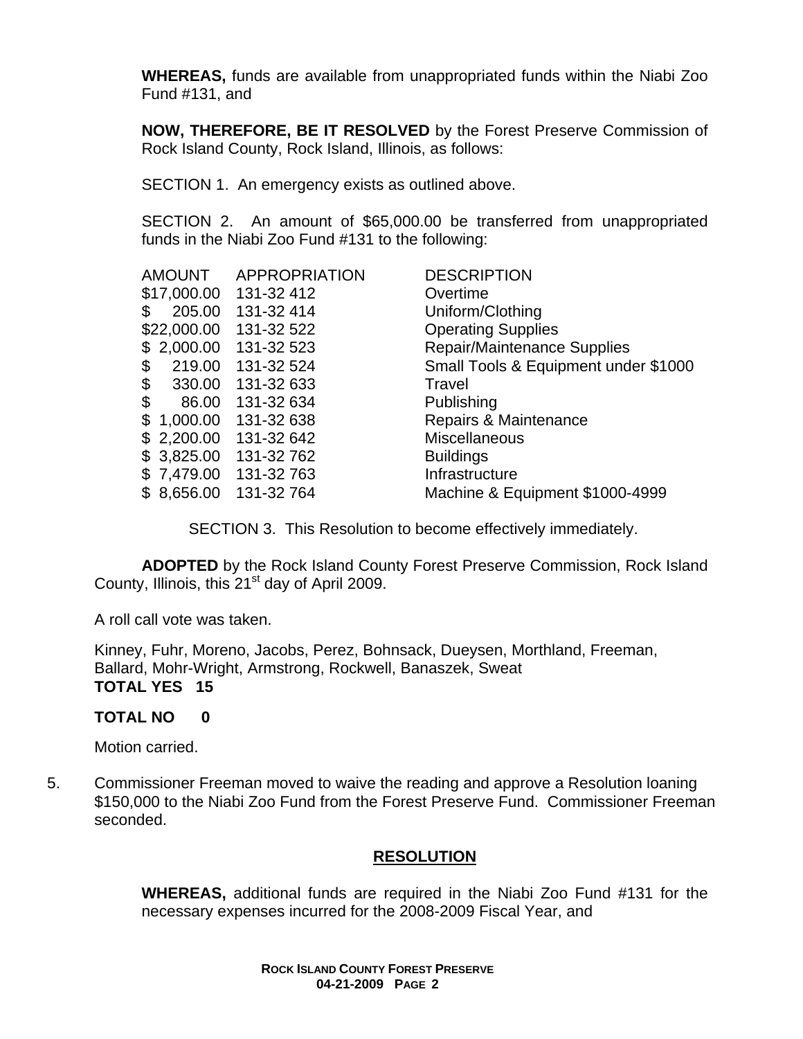**WHEREAS,** funds are available from unappropriated funds within the Niabi Zoo Fund #131, and

**NOW, THEREFORE, BE IT RESOLVED** by the Forest Preserve Commission of Rock Island County, Rock Island, Illinois, as follows:

SECTION 1. An emergency exists as outlined above.

SECTION 2. An amount of $65,000.00 be transferred from unappropriated funds in the Niabi Zoo Fund #131 to the following:

| AMOUNT | APPROPRIATION | DESCRIPTION |
|---|---|---|
| $17,000.00 | 131-32 412 | Overtime |
| $ 205.00 | 131-32 414 | Uniform/Clothing |
| $22,000.00 | 131-32 522 | Operating Supplies |
| $ 2,000.00 | 131-32 523 | Repair/Maintenance Supplies |
| $ 219.00 | 131-32 524 | Small Tools & Equipment under $1000 |
| $ 330.00 | 131-32 633 | Travel |
| $ 86.00 | 131-32 634 | Publishing |
| $ 1,000.00 | 131-32 638 | Repairs & Maintenance |
| $ 2,200.00 | 131-32 642 | Miscellaneous |
| $ 3,825.00 | 131-32 762 | Buildings |
| $ 7,479.00 | 131-32 763 | Infrastructure |
| $ 8,656.00 | 131-32 764 | Machine & Equipment $1000-4999 |

SECTION 3. This Resolution to become effectively immediately.

**ADOPTED** by the Rock Island County Forest Preserve Commission, Rock Island County, Illinois, this 21st day of April 2009.

A roll call vote was taken.

Kinney, Fuhr, Moreno, Jacobs, Perez, Bohnsack, Dueysen, Morthland, Freeman, Ballard, Mohr-Wright, Armstrong, Rockwell, Banaszek, Sweat
**TOTAL YES 15**

**TOTAL NO 0**

Motion carried.

5. Commissioner Freeman moved to waive the reading and approve a Resolution loaning $150,000 to the Niabi Zoo Fund from the Forest Preserve Fund. Commissioner Freeman seconded.

## RESOLUTION

**WHEREAS,** additional funds are required in the Niabi Zoo Fund #131 for the necessary expenses incurred for the 2008-2009 Fiscal Year, and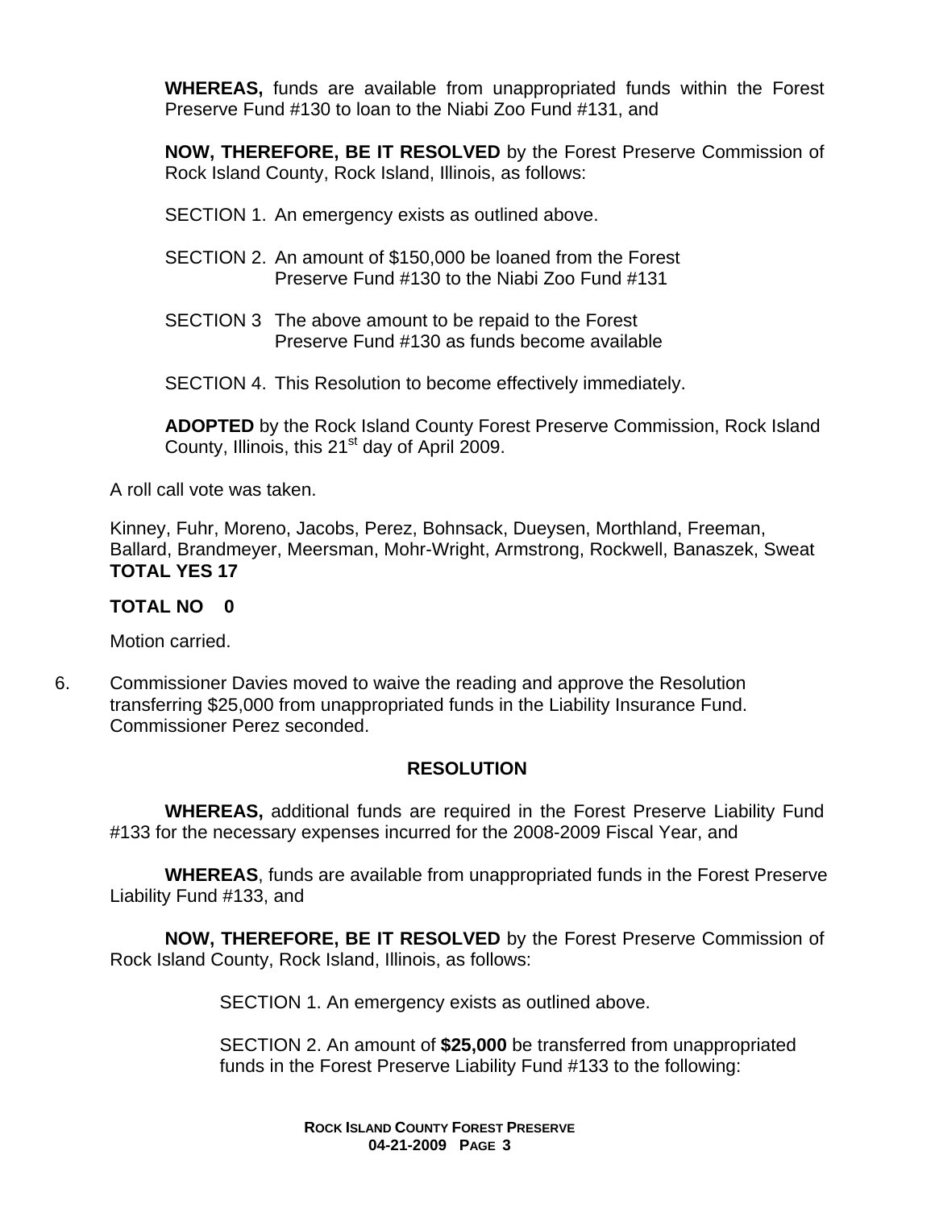**WHEREAS,** funds are available from unappropriated funds within the Forest Preserve Fund #130 to loan to the Niabi Zoo Fund #131, and

**NOW, THEREFORE, BE IT RESOLVED** by the Forest Preserve Commission of Rock Island County, Rock Island, Illinois, as follows:

SECTION 1. An emergency exists as outlined above.

SECTION 2. An amount of $150,000 be loaned from the Forest Preserve Fund #130 to the Niabi Zoo Fund #131

SECTION 3 The above amount to be repaid to the Forest Preserve Fund #130 as funds become available

SECTION 4. This Resolution to become effectively immediately.

**ADOPTED** by the Rock Island County Forest Preserve Commission, Rock Island County, Illinois, this 21st day of April 2009.

A roll call vote was taken.

Kinney, Fuhr, Moreno, Jacobs, Perez, Bohnsack, Dueysen, Morthland, Freeman, Ballard, Brandmeyer, Meersman, Mohr-Wright, Armstrong, Rockwell, Banaszek, Sweat
**TOTAL YES 17**

**TOTAL NO 0**

Motion carried.

6. Commissioner Davies moved to waive the reading and approve the Resolution transferring $25,000 from unappropriated funds in the Liability Insurance Fund. Commissioner Perez seconded.

## RESOLUTION

**WHEREAS,** additional funds are required in the Forest Preserve Liability Fund #133 for the necessary expenses incurred for the 2008-2009 Fiscal Year, and

**WHEREAS**, funds are available from unappropriated funds in the Forest Preserve Liability Fund #133, and

**NOW, THEREFORE, BE IT RESOLVED** by the Forest Preserve Commission of Rock Island County, Rock Island, Illinois, as follows:

SECTION 1. An emergency exists as outlined above.

SECTION 2. An amount of **$25,000** be transferred from unappropriated funds in the Forest Preserve Liability Fund #133 to the following: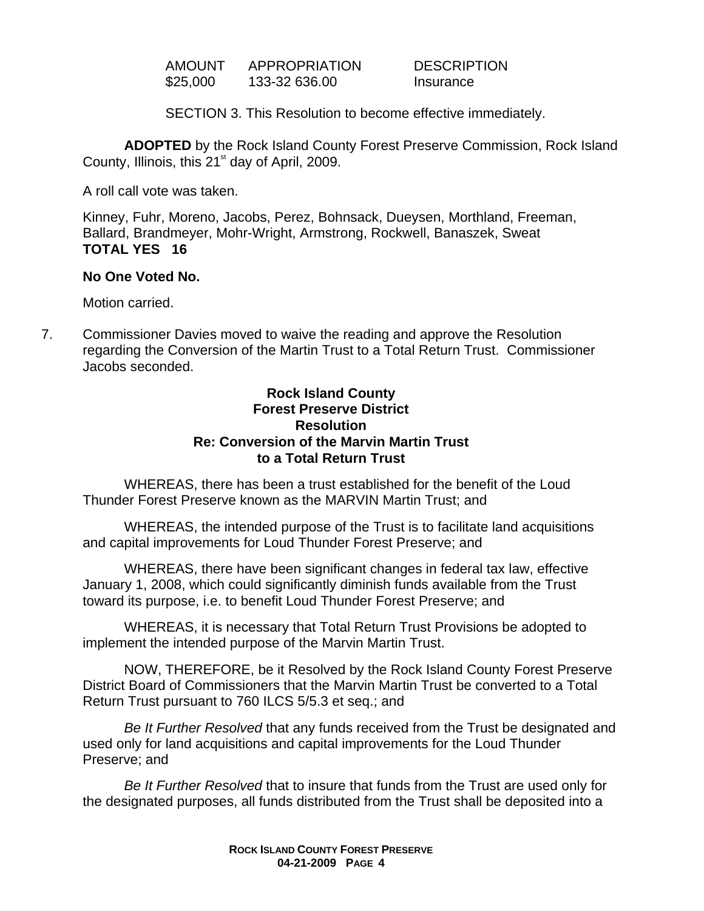| AMOUNT | APPROPRIATION | DESCRIPTION |
| --- | --- | --- |
| $25,000 | 133-32 636.00 | Insurance |

SECTION 3. This Resolution to become effective immediately.

**ADOPTED** by the Rock Island County Forest Preserve Commission, Rock Island County, Illinois, this 21st day of April, 2009.

A roll call vote was taken.

Kinney, Fuhr, Moreno, Jacobs, Perez, Bohnsack, Dueysen, Morthland, Freeman, Ballard, Brandmeyer, Mohr-Wright, Armstrong, Rockwell, Banaszek, Sweat
**TOTAL YES 16**

**No One Voted No.**

Motion carried.

7. Commissioner Davies moved to waive the reading and approve the Resolution regarding the Conversion of the Martin Trust to a Total Return Trust. Commissioner Jacobs seconded.

**Rock Island County**
**Forest Preserve District**
**Resolution**
**Re: Conversion of the Marvin Martin Trust**
**to a Total Return Trust**

WHEREAS, there has been a trust established for the benefit of the Loud Thunder Forest Preserve known as the MARVIN Martin Trust; and

WHEREAS, the intended purpose of the Trust is to facilitate land acquisitions and capital improvements for Loud Thunder Forest Preserve; and

WHEREAS, there have been significant changes in federal tax law, effective January 1, 2008, which could significantly diminish funds available from the Trust toward its purpose, i.e. to benefit Loud Thunder Forest Preserve; and

WHEREAS, it is necessary that Total Return Trust Provisions be adopted to implement the intended purpose of the Marvin Martin Trust.

NOW, THEREFORE, be it Resolved by the Rock Island County Forest Preserve District Board of Commissioners that the Marvin Martin Trust be converted to a Total Return Trust pursuant to 760 ILCS 5/5.3 et seq.; and

*Be It Further Resolved* that any funds received from the Trust be designated and used only for land acquisitions and capital improvements for the Loud Thunder Preserve; and

*Be It Further Resolved* that to insure that funds from the Trust are used only for the designated purposes, all funds distributed from the Trust shall be deposited into a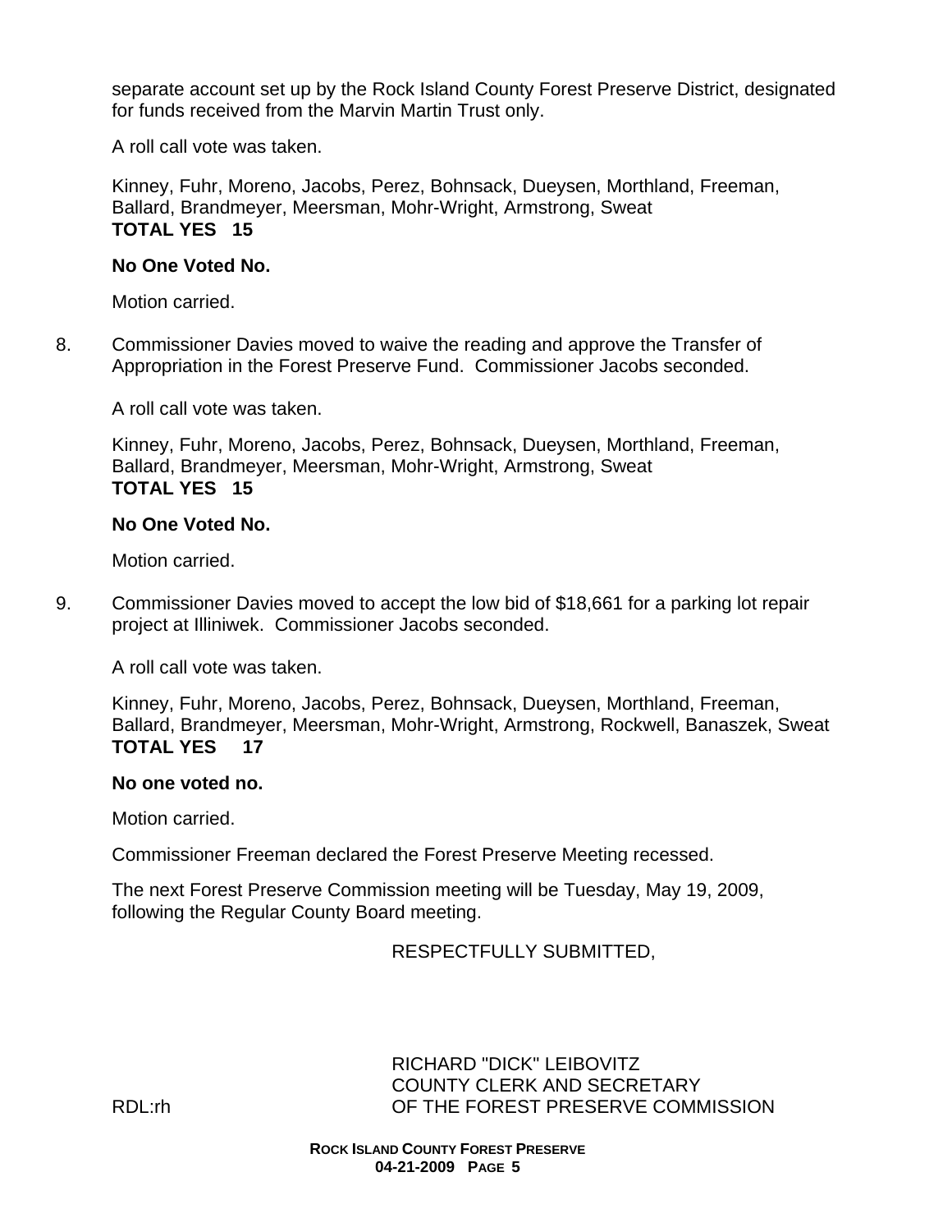separate account set up by the Rock Island County Forest Preserve District, designated for funds received from the Marvin Martin Trust only.

A roll call vote was taken.

Kinney, Fuhr, Moreno, Jacobs, Perez, Bohnsack, Dueysen, Morthland, Freeman, Ballard, Brandmeyer, Meersman, Mohr-Wright, Armstrong, Sweat
**TOTAL YES 15**

**No One Voted No.**

Motion carried.

8. Commissioner Davies moved to waive the reading and approve the Transfer of Appropriation in the Forest Preserve Fund. Commissioner Jacobs seconded.

   A roll call vote was taken.

   Kinney, Fuhr, Moreno, Jacobs, Perez, Bohnsack, Dueysen, Morthland, Freeman, Ballard, Brandmeyer, Meersman, Mohr-Wright, Armstrong, Sweat
   **TOTAL YES 15**

   **No One Voted No.**

   Motion carried.

9. Commissioner Davies moved to accept the low bid of $18,661 for a parking lot repair project at Illiniwek. Commissioner Jacobs seconded.

   A roll call vote was taken.

   Kinney, Fuhr, Moreno, Jacobs, Perez, Bohnsack, Dueysen, Morthland, Freeman, Ballard, Brandmeyer, Meersman, Mohr-Wright, Armstrong, Rockwell, Banaszek, Sweat
   **TOTAL YES 17**

   **No one voted no.**

   Motion carried.

Commissioner Freeman declared the Forest Preserve Meeting recessed.

The next Forest Preserve Commission meeting will be Tuesday, May 19, 2009, following the Regular County Board meeting.

RESPECTFULLY SUBMITTED,

RICHARD "DICK" LEIBOVITZ
COUNTY CLERK AND SECRETARY
OF THE FOREST PRESERVE COMMISSION

RDL:rh